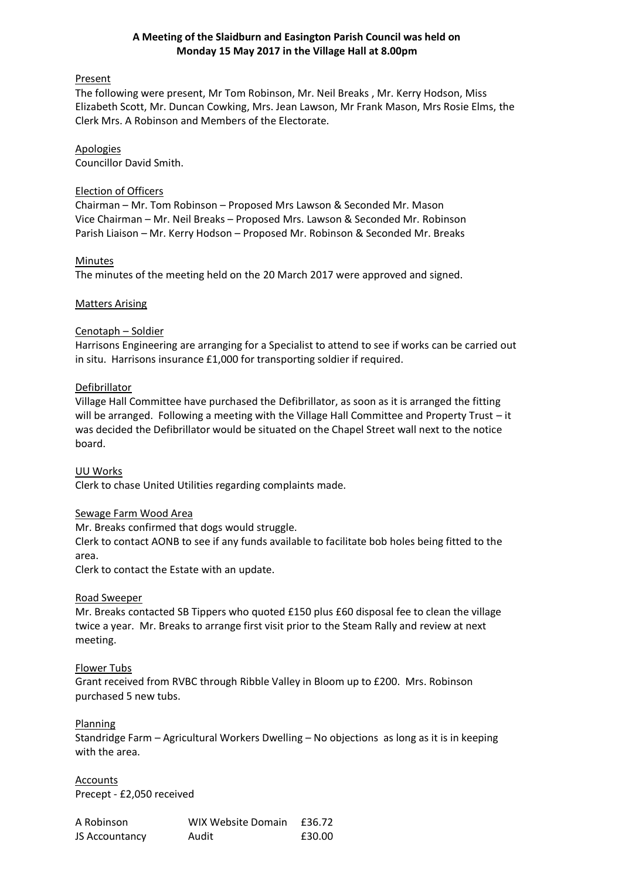**A Meeting of the Slaidburn and Easington Parish Council was held on Monday 15 May 2017 in the Village Hall at 8.00pm**

Present

The following were present, Mr Tom Robinson, Mr. Neil Breaks , Mr. Kerry Hodson, Miss Elizabeth Scott, Mr. Duncan Cowking, Mrs. Jean Lawson, Mr Frank Mason, Mrs Rosie Elms, the Clerk Mrs. A Robinson and Members of the Electorate.

Apologies

Councillor David Smith.

Election of Officers

Chairman – Mr. Tom Robinson – Proposed Mrs Lawson & Seconded Mr. Mason
Vice Chairman – Mr. Neil Breaks – Proposed Mrs. Lawson & Seconded Mr. Robinson
Parish Liaison – Mr. Kerry Hodson – Proposed Mr. Robinson & Seconded Mr. Breaks

Minutes

The minutes of the meeting held on the 20 March 2017 were approved and signed.

Matters Arising

Cenotaph – Soldier

Harrisons Engineering are arranging for a Specialist to attend to see if works can be carried out in situ. Harrisons insurance £1,000 for transporting soldier if required.

Defibrillator

Village Hall Committee have purchased the Defibrillator, as soon as it is arranged the fitting will be arranged. Following a meeting with the Village Hall Committee and Property Trust – it was decided the Defibrillator would be situated on the Chapel Street wall next to the notice board.

UU Works

Clerk to chase United Utilities regarding complaints made.

Sewage Farm Wood Area

Mr. Breaks confirmed that dogs would struggle.
Clerk to contact AONB to see if any funds available to facilitate bob holes being fitted to the area.
Clerk to contact the Estate with an update.

Road Sweeper

Mr. Breaks contacted SB Tippers who quoted £150 plus £60 disposal fee to clean the village twice a year. Mr. Breaks to arrange first visit prior to the Steam Rally and review at next meeting.

Flower Tubs

Grant received from RVBC through Ribble Valley in Bloom up to £200. Mrs. Robinson purchased 5 new tubs.

Planning

Standridge Farm – Agricultural Workers Dwelling – No objections as long as it is in keeping with the area.

Accounts

Precept - £2,050 received

| | | |
|---|---|---|
| A Robinson | WIX Website Domain | £36.72 |
| JS Accountancy | Audit | £30.00 |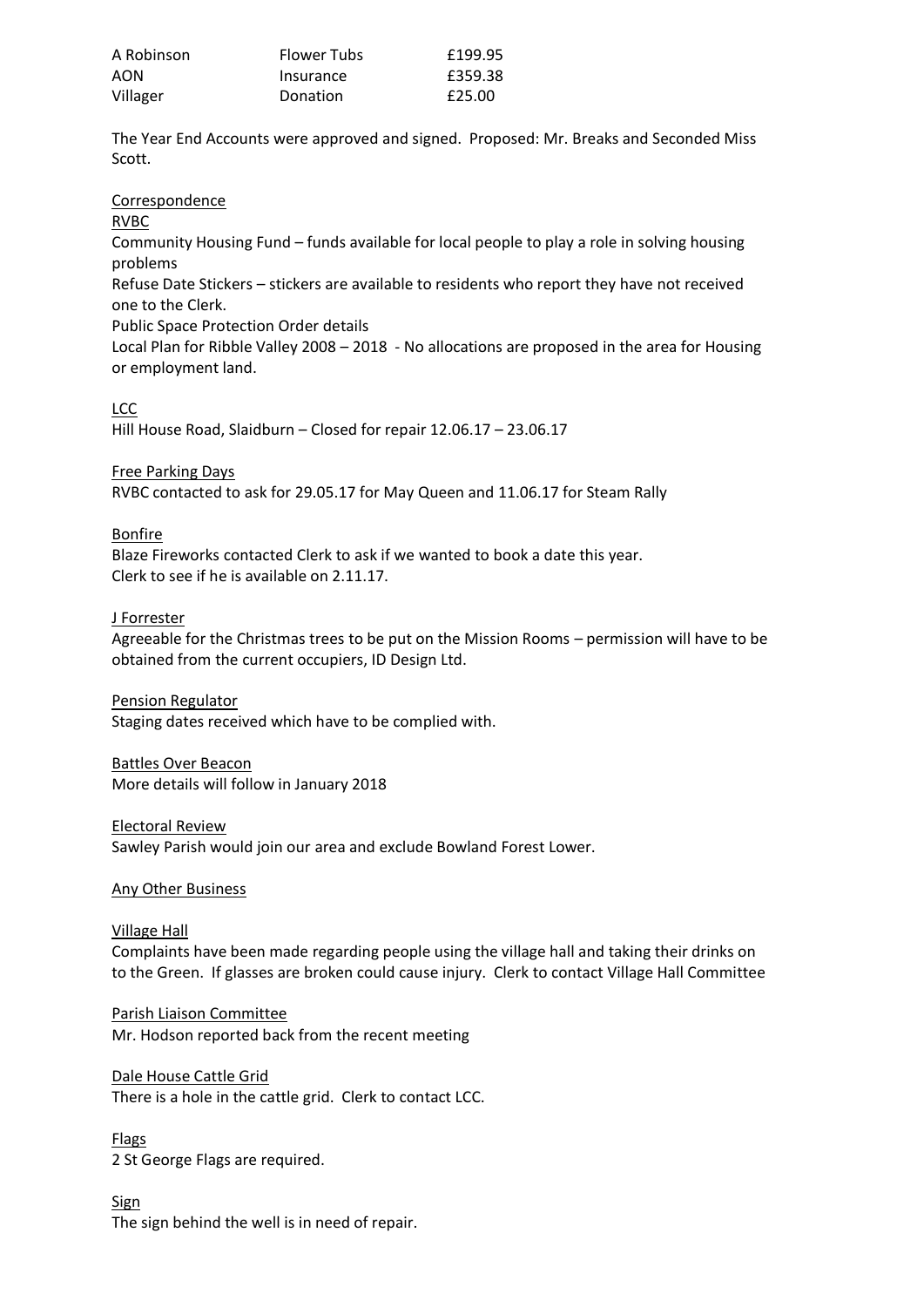| A Robinson | Flower Tubs | £199.95 |
|---|---|---|
| AON | Insurance | £359.38 |
| Villager | Donation | £25.00 |

The Year End Accounts were approved and signed. Proposed: Mr. Breaks and Seconded Miss Scott.

Correspondence

RVBC

Community Housing Fund – funds available for local people to play a role in solving housing problems

Refuse Date Stickers – stickers are available to residents who report they have not received one to the Clerk.

Public Space Protection Order details

Local Plan for Ribble Valley 2008 – 2018 - No allocations are proposed in the area for Housing or employment land.

LCC

Hill House Road, Slaidburn – Closed for repair 12.06.17 – 23.06.17

Free Parking Days

RVBC contacted to ask for 29.05.17 for May Queen and 11.06.17 for Steam Rally

Bonfire

Blaze Fireworks contacted Clerk to ask if we wanted to book a date this year.
Clerk to see if he is available on 2.11.17.

J Forrester

Agreeable for the Christmas trees to be put on the Mission Rooms – permission will have to be obtained from the current occupiers, ID Design Ltd.

Pension Regulator

Staging dates received which have to be complied with.

Battles Over Beacon

More details will follow in January 2018

Electoral Review

Sawley Parish would join our area and exclude Bowland Forest Lower.

Any Other Business

Village Hall

Complaints have been made regarding people using the village hall and taking their drinks on to the Green. If glasses are broken could cause injury. Clerk to contact Village Hall Committee

Parish Liaison Committee

Mr. Hodson reported back from the recent meeting

Dale House Cattle Grid

There is a hole in the cattle grid. Clerk to contact LCC.

Flags

2 St George Flags are required.

Sign

The sign behind the well is in need of repair.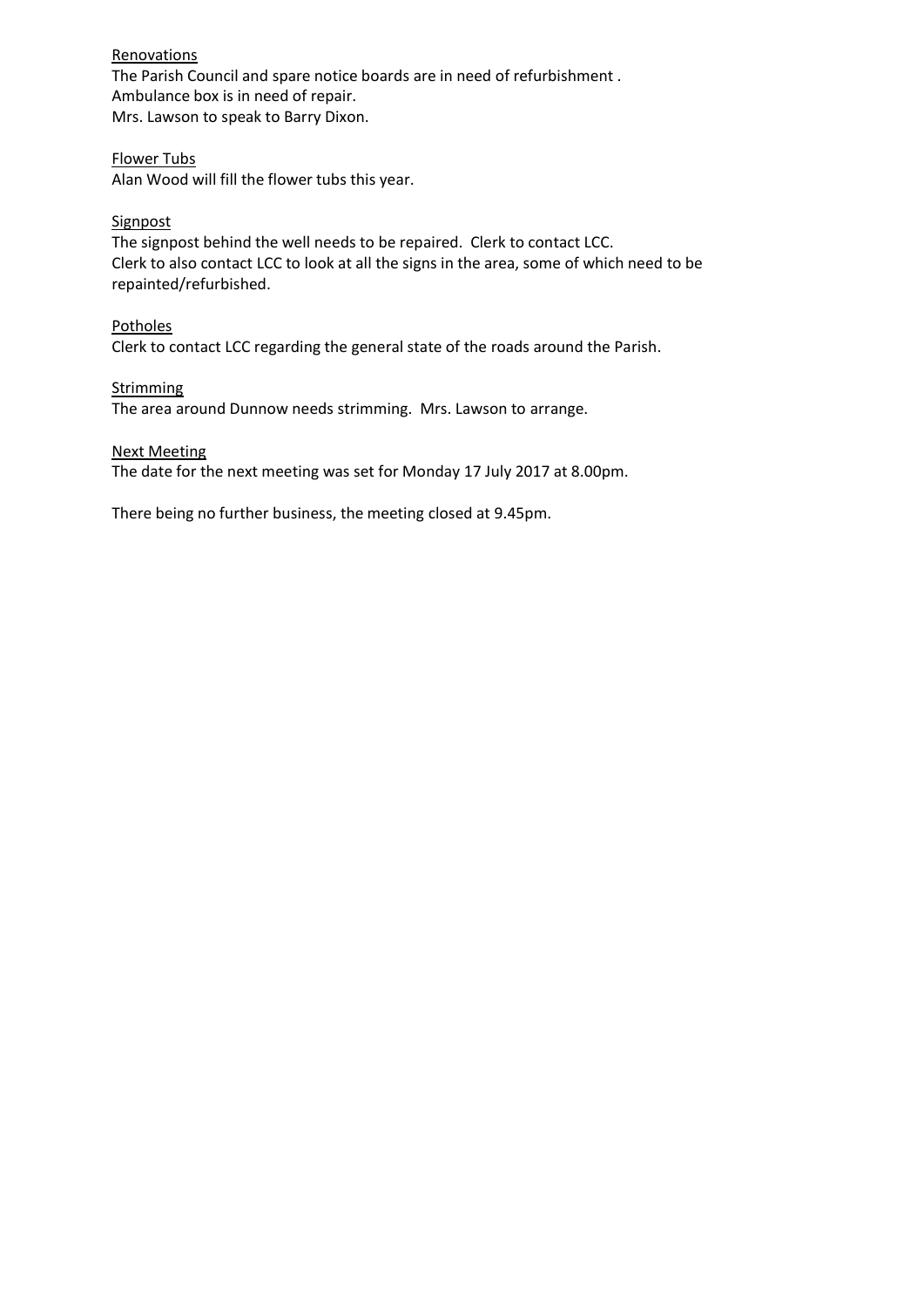Renovations

The Parish Council and spare notice boards are in need of refurbishment .
Ambulance box is in need of repair.
Mrs. Lawson to speak to Barry Dixon.

Flower Tubs

Alan Wood will fill the flower tubs this year.

Signpost

The signpost behind the well needs to be repaired. Clerk to contact LCC.
Clerk to also contact LCC to look at all the signs in the area, some of which need to be repainted/refurbished.

Potholes

Clerk to contact LCC regarding the general state of the roads around the Parish.

Strimming

The area around Dunnow needs strimming. Mrs. Lawson to arrange.

Next Meeting

The date for the next meeting was set for Monday 17 July 2017 at 8.00pm.

There being no further business, the meeting closed at 9.45pm.